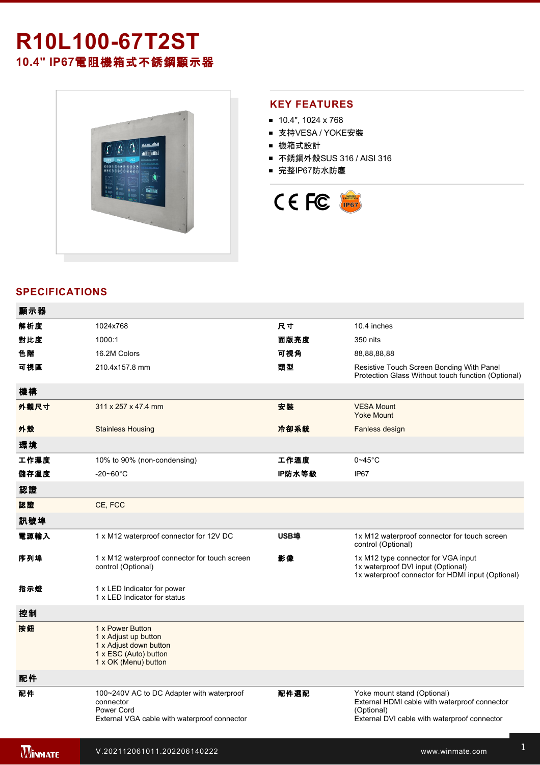# R10L100-67T2ST

## 10.4" IP67電阻機箱式不銹鋼顯示器

## KEY FEATURES

- 10.4", 1024 x 768
- 支持VESA / YOKE安裝
- 機箱式設計
- 不銹鋼外殼SUS 316 / AISI 316
- 完整IP67防水防塵

## SPECIFICATIONS

| 顯示器 | | | |
|---|---|---|---|
| 解析度 | 1024x768 | 尺寸 | 10.4 inches |
| 對比度 | 1000:1 | 面版亮度 | 350 nits |
| 色階 | 16.2M Colors | 可視角 | 88,88,88,88 |
| 可視區 | 210.4x157.8 mm | 類型 | Resistive Touch Screen Bonding With Panel Protection Glass Without touch function (Optional) |
| **機構** | | | |
| 外觀尺寸 | 311 x 257 x 47.4 mm | 安裝 | VESA Mount<br>Yoke Mount |
| 外殼 | Stainless Housing | 冷卻系統 | Fanless design |
| **環境** | | | |
| 工作濕度 | 10% to 90% (non-condensing) | 工作溫度 | 0~45°C |
| 儲存溫度 | -20~60°C | IP防水等級 | IP67 |
| **認證** | | | |
| 認證 | CE, FCC | | |
| **訊號埠** | | | |
| 電源輸入 | 1 x M12 waterproof connector for 12V DC | USB埠 | 1x M12 waterproof connector for touch screen control (Optional) |
| 序列埠 | 1 x M12 waterproof connector for touch screen control (Optional) | 影像 | 1x M12 type connector for VGA input<br>1x waterproof DVI input (Optional)<br>1x waterproof connector for HDMI input (Optional) |
| 指示燈 | 1 x LED Indicator for power<br>1 x LED Indicator for status | | |
| **控制** | | | |
| 按鈕 | 1 x Power Button<br>1 x Adjust up button<br>1 x Adjust down button<br>1 x ESC (Auto) button<br>1 x OK (Menu) button | | |
| **配件** | | | |
| 配件 | 100~240V AC to DC Adapter with waterproof connector<br>Power Cord<br>External VGA cable with waterproof connector | 配件選配 | Yoke mount stand (Optional)<br>External HDMI cable with waterproof connector (Optional)<br>External DVI cable with waterproof connector |

V.202112061011.202206140222

www.winmate.com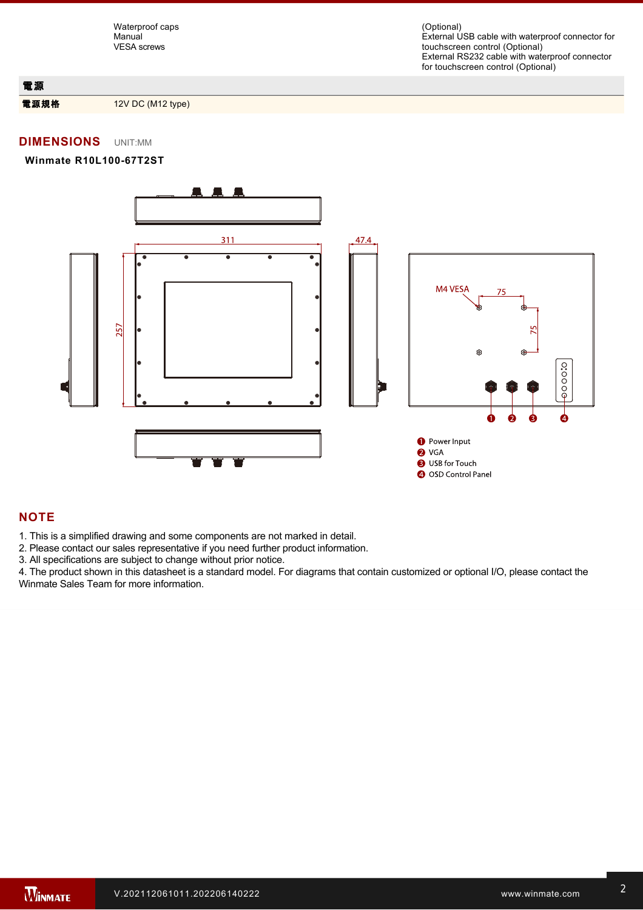| | | |
|---|---|---|
| | Waterproof caps<br>Manual<br>VESA screws | (Optional)<br>External USB cable with waterproof connector for touchscreen control (Optional)<br>External RS232 cable with waterproof connector for touchscreen control (Optional) |

| **電源** | |
|---|---|
| **電源規格** | 12V DC (M12 type) |

## DIMENSIONS UNIT:MM

**Winmate R10L100-67T2ST**

311

47.4

257

M4 VESA

75

75

1 Power Input
2 VGA
3 USB for Touch
4 OSD Control Panel

## NOTE

1. This is a simplified drawing and some components are not marked in detail.
2. Please contact our sales representative if you need further product information.
3. All specifications are subject to change without prior notice.
4. The product shown in this datasheet is a standard model. For diagrams that contain customized or optional I/O, please contact the Winmate Sales Team for more information.